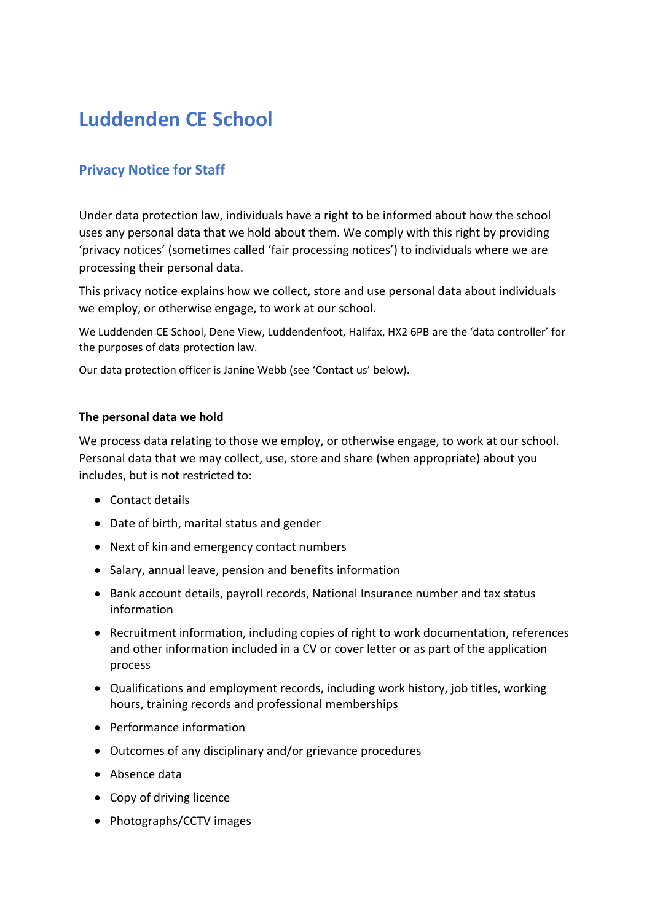# Luddenden CE School

## Privacy Notice for Staff

Under data protection law, individuals have a right to be informed about how the school uses any personal data that we hold about them. We comply with this right by providing 'privacy notices' (sometimes called 'fair processing notices') to individuals where we are processing their personal data.

This privacy notice explains how we collect, store and use personal data about individuals we employ, or otherwise engage, to work at our school.

We Luddenden CE School, Dene View, Luddendenfoot, Halifax, HX2 6PB are the 'data controller' for the purposes of data protection law.

Our data protection officer is Janine Webb (see 'Contact us' below).

**The personal data we hold**

We process data relating to those we employ, or otherwise engage, to work at our school. Personal data that we may collect, use, store and share (when appropriate) about you includes, but is not restricted to:

- Contact details
- Date of birth, marital status and gender
- Next of kin and emergency contact numbers
- Salary, annual leave, pension and benefits information
- Bank account details, payroll records, National Insurance number and tax status information
- Recruitment information, including copies of right to work documentation, references and other information included in a CV or cover letter or as part of the application process
- Qualifications and employment records, including work history, job titles, working hours, training records and professional memberships
- Performance information
- Outcomes of any disciplinary and/or grievance procedures
- Absence data
- Copy of driving licence
- Photographs/CCTV images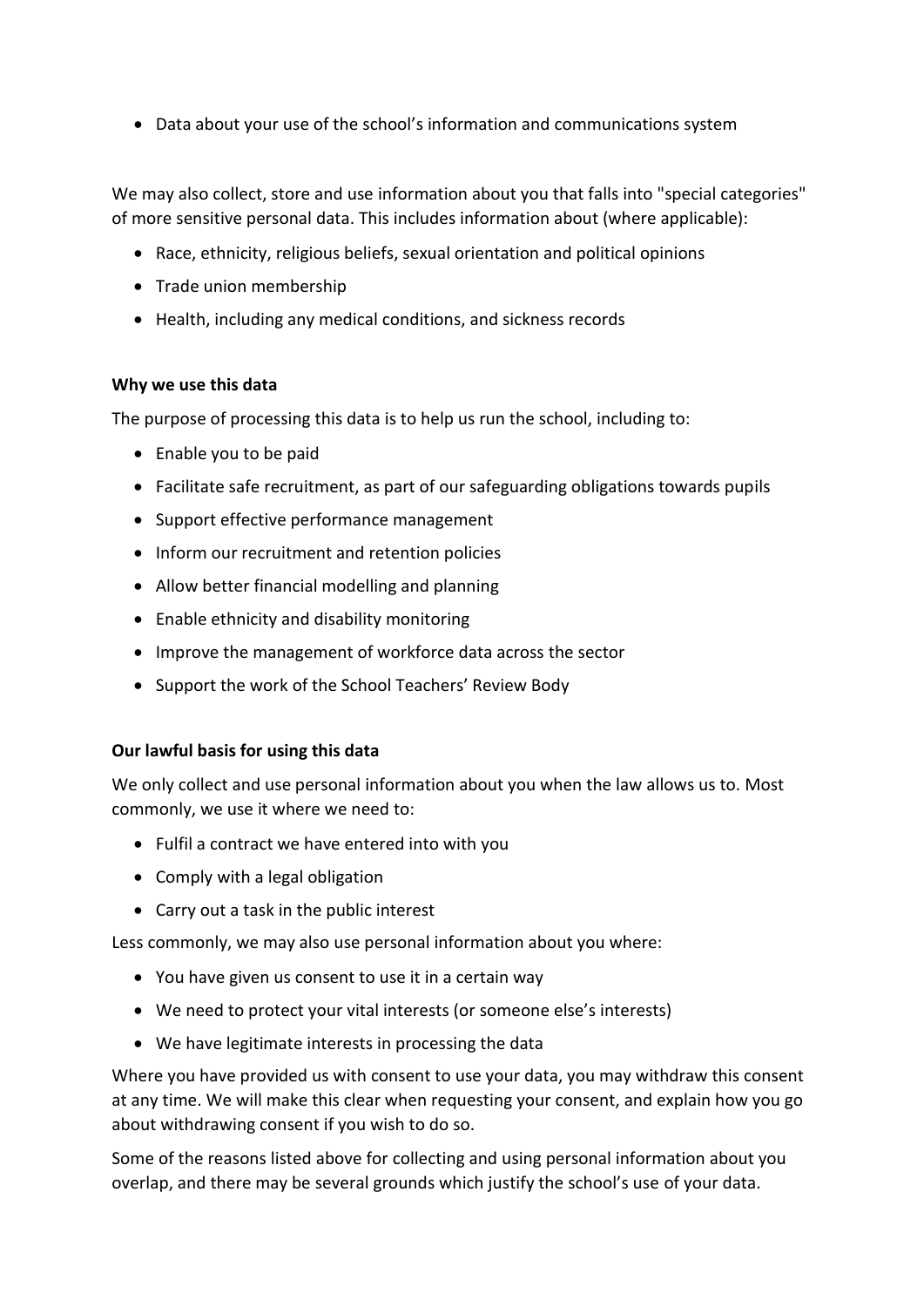- Data about your use of the school's information and communications system

We may also collect, store and use information about you that falls into "special categories" of more sensitive personal data. This includes information about (where applicable):

- Race, ethnicity, religious beliefs, sexual orientation and political opinions
- Trade union membership
- Health, including any medical conditions, and sickness records

**Why we use this data**

The purpose of processing this data is to help us run the school, including to:

- Enable you to be paid
- Facilitate safe recruitment, as part of our safeguarding obligations towards pupils
- Support effective performance management
- Inform our recruitment and retention policies
- Allow better financial modelling and planning
- Enable ethnicity and disability monitoring
- Improve the management of workforce data across the sector
- Support the work of the School Teachers' Review Body

**Our lawful basis for using this data**

We only collect and use personal information about you when the law allows us to. Most commonly, we use it where we need to:

- Fulfil a contract we have entered into with you
- Comply with a legal obligation
- Carry out a task in the public interest

Less commonly, we may also use personal information about you where:

- You have given us consent to use it in a certain way
- We need to protect your vital interests (or someone else's interests)
- We have legitimate interests in processing the data

Where you have provided us with consent to use your data, you may withdraw this consent at any time. We will make this clear when requesting your consent, and explain how you go about withdrawing consent if you wish to do so.

Some of the reasons listed above for collecting and using personal information about you overlap, and there may be several grounds which justify the school's use of your data.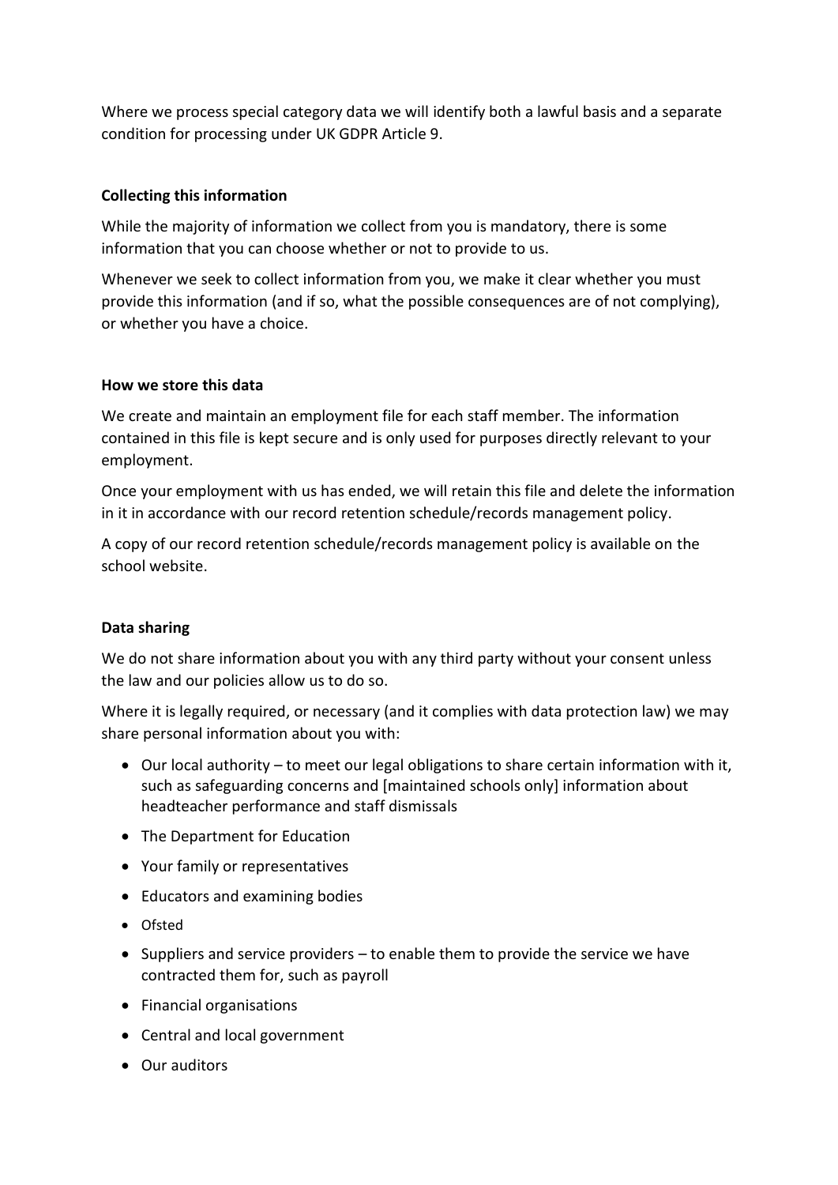Where we process special category data we will identify both a lawful basis and a separate condition for processing under UK GDPR Article 9.

**Collecting this information**

While the majority of information we collect from you is mandatory, there is some information that you can choose whether or not to provide to us.

Whenever we seek to collect information from you, we make it clear whether you must provide this information (and if so, what the possible consequences are of not complying), or whether you have a choice.

**How we store this data**

We create and maintain an employment file for each staff member. The information contained in this file is kept secure and is only used for purposes directly relevant to your employment.

Once your employment with us has ended, we will retain this file and delete the information in it in accordance with our record retention schedule/records management policy.

A copy of our record retention schedule/records management policy is available on the school website.

**Data sharing**

We do not share information about you with any third party without your consent unless the law and our policies allow us to do so.

Where it is legally required, or necessary (and it complies with data protection law) we may share personal information about you with:

- Our local authority – to meet our legal obligations to share certain information with it, such as safeguarding concerns and [maintained schools only] information about headteacher performance and staff dismissals
- The Department for Education
- Your family or representatives
- Educators and examining bodies
- Ofsted
- Suppliers and service providers – to enable them to provide the service we have contracted them for, such as payroll
- Financial organisations
- Central and local government
- Our auditors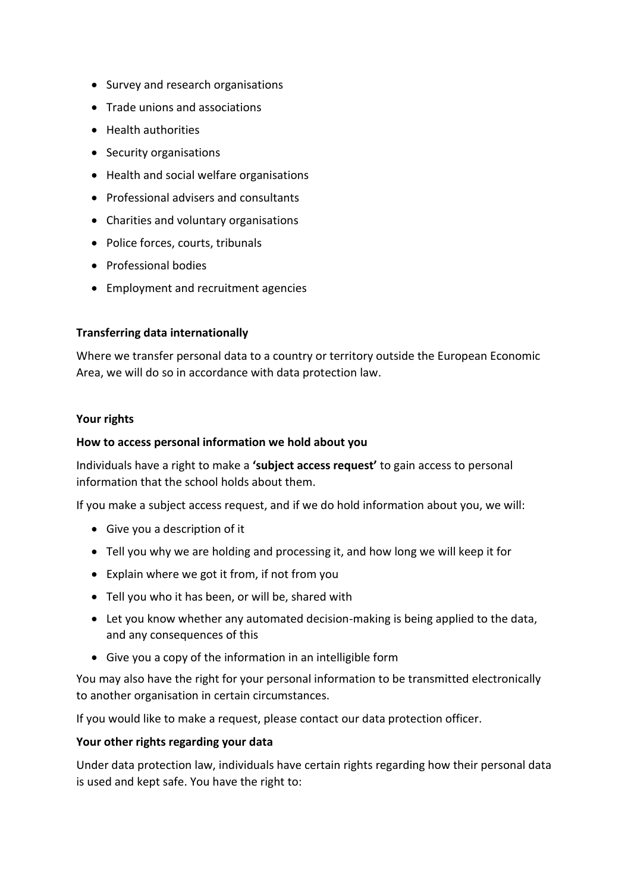- Survey and research organisations
- Trade unions and associations
- Health authorities
- Security organisations
- Health and social welfare organisations
- Professional advisers and consultants
- Charities and voluntary organisations
- Police forces, courts, tribunals
- Professional bodies
- Employment and recruitment agencies

**Transferring data internationally**

Where we transfer personal data to a country or territory outside the European Economic Area, we will do so in accordance with data protection law.

**Your rights**

**How to access personal information we hold about you**

Individuals have a right to make a **'subject access request'** to gain access to personal information that the school holds about them.

If you make a subject access request, and if we do hold information about you, we will:

- Give you a description of it
- Tell you why we are holding and processing it, and how long we will keep it for
- Explain where we got it from, if not from you
- Tell you who it has been, or will be, shared with
- Let you know whether any automated decision-making is being applied to the data, and any consequences of this
- Give you a copy of the information in an intelligible form

You may also have the right for your personal information to be transmitted electronically to another organisation in certain circumstances.

If you would like to make a request, please contact our data protection officer.

**Your other rights regarding your data**

Under data protection law, individuals have certain rights regarding how their personal data is used and kept safe. You have the right to: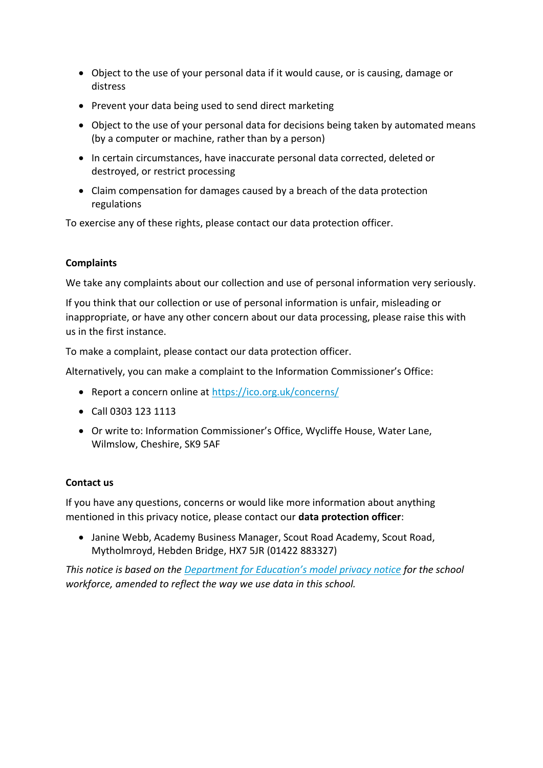- Object to the use of your personal data if it would cause, or is causing, damage or distress
- Prevent your data being used to send direct marketing
- Object to the use of your personal data for decisions being taken by automated means (by a computer or machine, rather than by a person)
- In certain circumstances, have inaccurate personal data corrected, deleted or destroyed, or restrict processing
- Claim compensation for damages caused by a breach of the data protection regulations

To exercise any of these rights, please contact our data protection officer.

**Complaints**

We take any complaints about our collection and use of personal information very seriously.

If you think that our collection or use of personal information is unfair, misleading or inappropriate, or have any other concern about our data processing, please raise this with us in the first instance.

To make a complaint, please contact our data protection officer.

Alternatively, you can make a complaint to the Information Commissioner's Office:

- Report a concern online at [https://ico.org.uk/concerns/](https://ico.org.uk/concerns/)
- Call 0303 123 1113
- Or write to: Information Commissioner's Office, Wycliffe House, Water Lane, Wilmslow, Cheshire, SK9 5AF

**Contact us**

If you have any questions, concerns or would like more information about anything mentioned in this privacy notice, please contact our **data protection officer**:

- Janine Webb, Academy Business Manager, Scout Road Academy, Scout Road, Mytholmroyd, Hebden Bridge, HX7 5JR (01422 883327)

*This notice is based on the [Department for Education's model privacy notice](#) for the school workforce, amended to reflect the way we use data in this school.*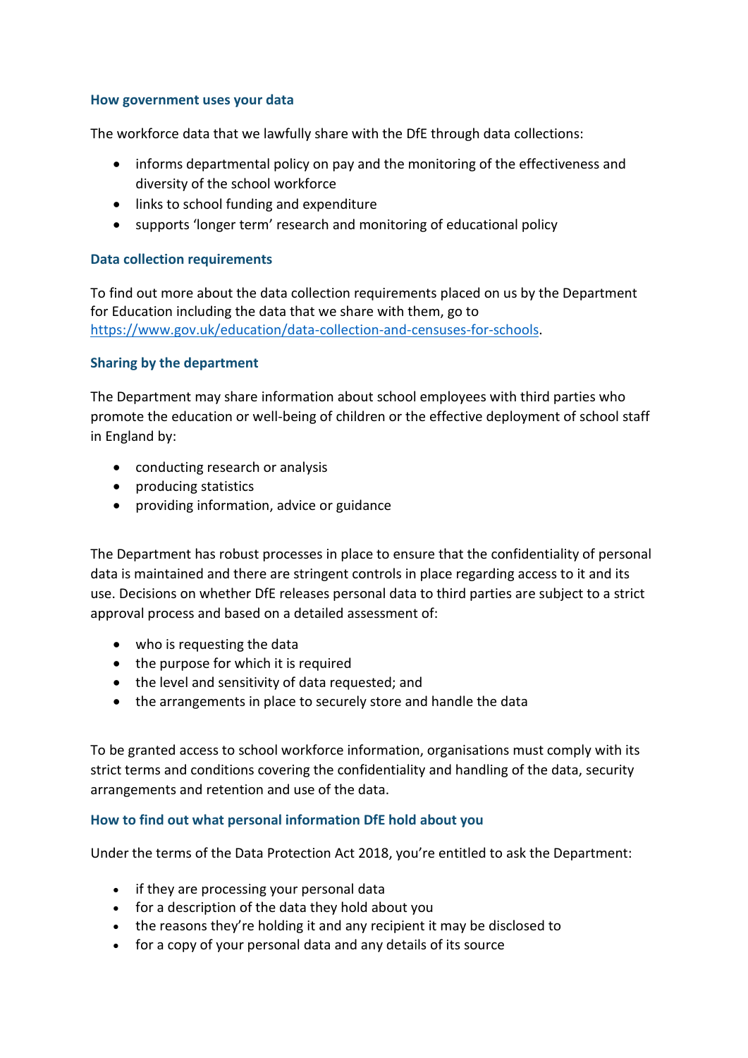### How government uses your data

The workforce data that we lawfully share with the DfE through data collections:

- informs departmental policy on pay and the monitoring of the effectiveness and diversity of the school workforce
- links to school funding and expenditure
- supports 'longer term' research and monitoring of educational policy

### Data collection requirements

To find out more about the data collection requirements placed on us by the Department for Education including the data that we share with them, go to [https://www.gov.uk/education/data-collection-and-censuses-for-schools](https://www.gov.uk/education/data-collection-and-censuses-for-schools).

### Sharing by the department

The Department may share information about school employees with third parties who promote the education or well-being of children or the effective deployment of school staff in England by:

- conducting research or analysis
- producing statistics
- providing information, advice or guidance

The Department has robust processes in place to ensure that the confidentiality of personal data is maintained and there are stringent controls in place regarding access to it and its use. Decisions on whether DfE releases personal data to third parties are subject to a strict approval process and based on a detailed assessment of:

- who is requesting the data
- the purpose for which it is required
- the level and sensitivity of data requested; and
- the arrangements in place to securely store and handle the data

To be granted access to school workforce information, organisations must comply with its strict terms and conditions covering the confidentiality and handling of the data, security arrangements and retention and use of the data.

### How to find out what personal information DfE hold about you

Under the terms of the Data Protection Act 2018, you're entitled to ask the Department:

- if they are processing your personal data
- for a description of the data they hold about you
- the reasons they're holding it and any recipient it may be disclosed to
- for a copy of your personal data and any details of its source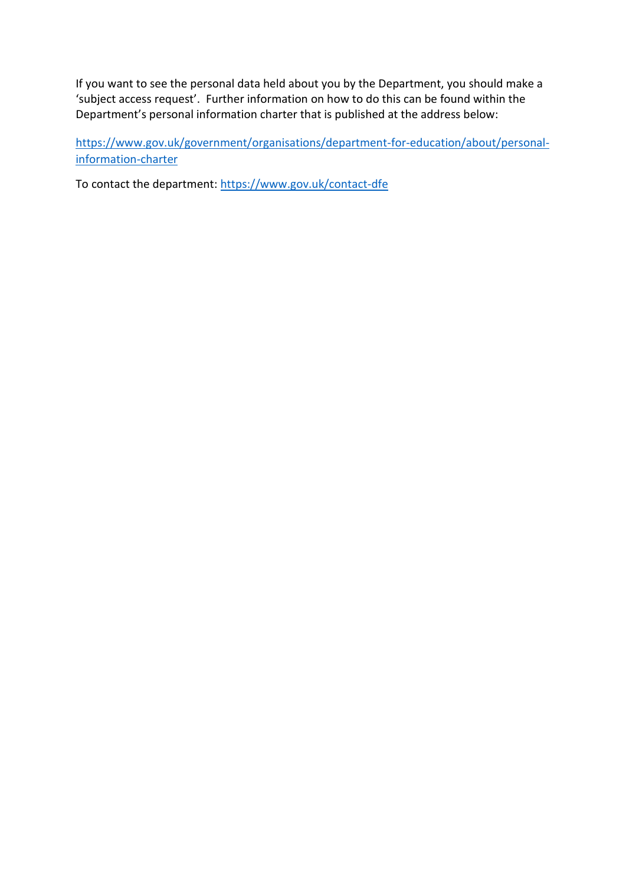If you want to see the personal data held about you by the Department, you should make a 'subject access request'. Further information on how to do this can be found within the Department's personal information charter that is published at the address below:

https://www.gov.uk/government/organisations/department-for-education/about/personal-information-charter

To contact the department: https://www.gov.uk/contact-dfe